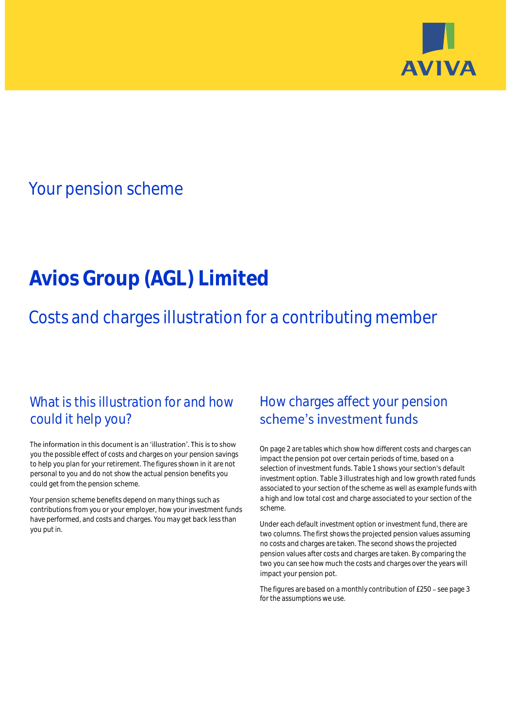AVIVA

# Your pension scheme

# Avios Group (AGL) Limited

## Costs and charges illustration for a contributing member

## What is this illustration for and how could it help you?

The information in this document is an 'illustration'. This is to show you the possible effect of costs and charges on your pension savings to help you plan for your retirement. The figures shown in it are not personal to you and do not show the actual pension benefits you could get from the pension scheme.

Your pension scheme benefits depend on many things such as contributions from you or your employer, how your investment funds have performed, and costs and charges. You may get back less than you put in.

## How charges affect your pension scheme's investment funds

On page 2 are tables which show how different costs and charges can impact the pension pot over certain periods of time, based on a selection of investment funds. Table 1 shows your section's default investment option. Table 3 illustrates high and low growth rated funds associated to your section of the scheme as well as example funds with a high and low total cost and charge associated to your section of the scheme.

Under each default investment option or investment fund, there are two columns. The first shows the projected pension values assuming no costs and charges are taken. The second shows the projected pension values after costs and charges are taken. By comparing the two you can see how much the costs and charges over the years will impact your pension pot.

The figures are based on a monthly contribution of £250 – see page 3 for the assumptions we use.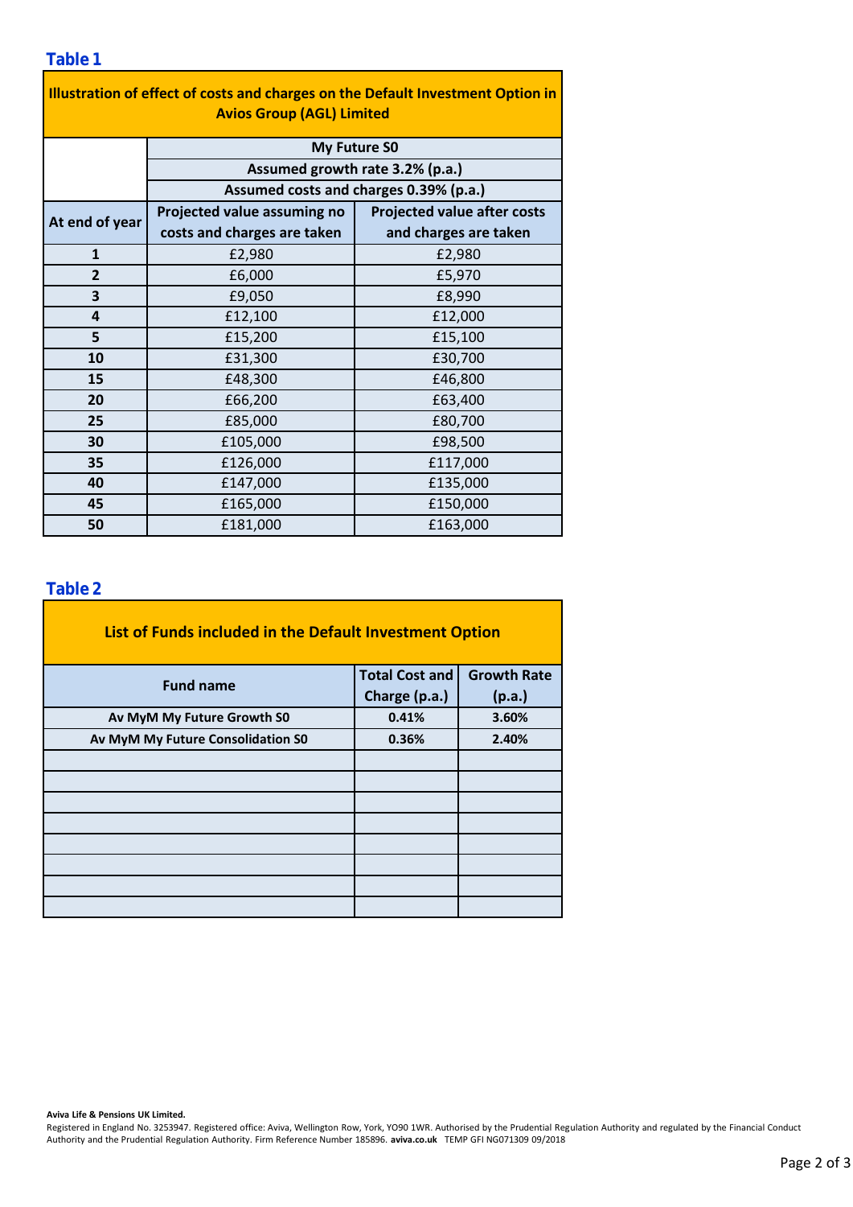## Table 1

| Illustration of effect of costs and charges on the Default Investment Option in Avios Group (AGL) Limited | | |
|---|---|---|
| | My Future S0 | |
| | Assumed growth rate 3.2% (p.a.) | |
| | Assumed costs and charges 0.39% (p.a.) | |
| **At end of year** | **Projected value assuming no costs and charges are taken** | **Projected value after costs and charges are taken** |
| 1 | £2,980 | £2,980 |
| 2 | £6,000 | £5,970 |
| 3 | £9,050 | £8,990 |
| 4 | £12,100 | £12,000 |
| 5 | £15,200 | £15,100 |
| 10 | £31,300 | £30,700 |
| 15 | £48,300 | £46,800 |
| 20 | £66,200 | £63,400 |
| 25 | £85,000 | £80,700 |
| 30 | £105,000 | £98,500 |
| 35 | £126,000 | £117,000 |
| 40 | £147,000 | £135,000 |
| 45 | £165,000 | £150,000 |
| 50 | £181,000 | £163,000 |

## Table 2

**List of Funds included in the Default Investment Option**

| Fund name | Total Cost and Charge (p.a.) | Growth Rate (p.a.) |
|---|---|---|
| **Av MyM My Future Growth S0** | **0.41%** | **3.60%** |
| **Av MyM My Future Consolidation S0** | **0.36%** | **2.40%** |
| | | |
| | | |
| | | |
| | | |
| | | |
| | | |
| | | |
| | | |

**Aviva Life & Pensions UK Limited.**
Registered in England No. 3253947. Registered office: Aviva, Wellington Row, York, YO90 1WR. Authorised by the Prudential Regulation Authority and regulated by the Financial Conduct Authority and the Prudential Regulation Authority. Firm Reference Number 185896. **aviva.co.uk** TEMP GFI NG071309 09/2018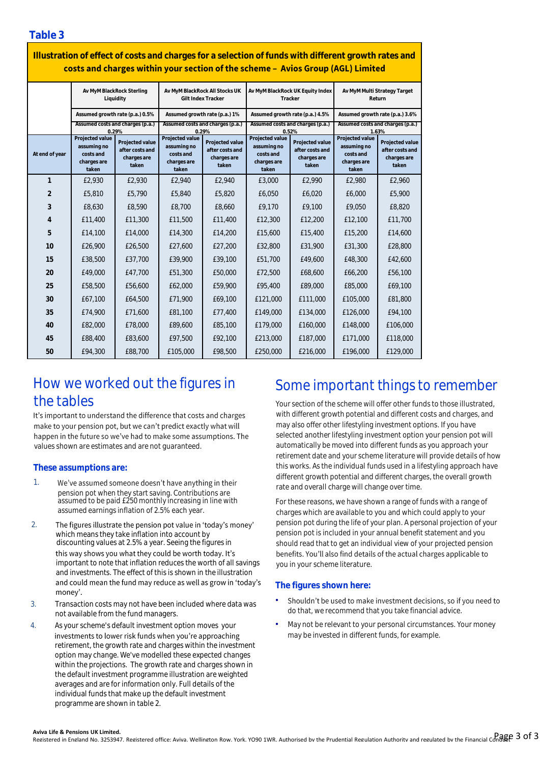## Table 3

| Illustration of effect of costs and charges for a selection of funds with different growth rates and costs and charges within your section of the scheme – Avios Group (AGL) Limited | | | | | | | | |
|---|---|---|---|---|---|---|---|---|
| | Av MyM BlackRock Sterling Liquidity | | Av MyM BlackRock All Stocks UK Gilt Index Tracker | | Av MyM BlackRock UK Equity Index Tracker | | Av MyM Multi Strategy Target Return | |
| | Assumed growth rate (p.a.) 0.5% | | Assumed growth rate (p.a.) 1% | | Assumed growth rate (p.a.) 4.5% | | Assumed growth rate (p.a.) 3.6% | |
| | Assumed costs and charges (p.a.) 0.29% | | Assumed costs and charges (p.a.) 0.29% | | Assumed costs and charges (p.a.) 0.52% | | Assumed costs and charges (p.a.) 1.63% | |
| At end of year | Projected value assuming no costs and charges are taken | Projected value after costs and charges are taken | Projected value assuming no costs and charges are taken | Projected value after costs and charges are taken | Projected value assuming no costs and charges are taken | Projected value after costs and charges are taken | Projected value assuming no costs and charges are taken | Projected value after costs and charges are taken |
| 1 | £2,930 | £2,930 | £2,940 | £2,940 | £3,000 | £2,990 | £2,980 | £2,960 |
| 2 | £5,810 | £5,790 | £5,840 | £5,820 | £6,050 | £6,020 | £6,000 | £5,900 |
| 3 | £8,630 | £8,590 | £8,700 | £8,660 | £9,170 | £9,100 | £9,050 | £8,820 |
| 4 | £11,400 | £11,300 | £11,500 | £11,400 | £12,300 | £12,200 | £12,100 | £11,700 |
| 5 | £14,100 | £14,000 | £14,300 | £14,200 | £15,600 | £15,400 | £15,200 | £14,600 |
| 10 | £26,900 | £26,500 | £27,600 | £27,200 | £32,800 | £31,900 | £31,300 | £28,800 |
| 15 | £38,500 | £37,700 | £39,900 | £39,100 | £51,700 | £49,600 | £48,300 | £42,600 |
| 20 | £49,000 | £47,700 | £51,300 | £50,000 | £72,500 | £68,600 | £66,200 | £56,100 |
| 25 | £58,500 | £56,600 | £62,000 | £59,900 | £95,400 | £89,000 | £85,000 | £69,100 |
| 30 | £67,100 | £64,500 | £71,900 | £69,100 | £121,000 | £111,000 | £105,000 | £81,800 |
| 35 | £74,900 | £71,600 | £81,100 | £77,400 | £149,000 | £134,000 | £126,000 | £94,100 |
| 40 | £82,000 | £78,000 | £89,600 | £85,100 | £179,000 | £160,000 | £148,000 | £106,000 |
| 45 | £88,400 | £83,600 | £97,500 | £92,100 | £213,000 | £187,000 | £171,000 | £118,000 |
| 50 | £94,300 | £88,700 | £105,000 | £98,500 | £250,000 | £216,000 | £196,000 | £129,000 |

# How we worked out the figures in the tables

It's important to understand the difference that costs and charges make to your pension pot, but we can't predict exactly what will happen in the future so we've had to make some assumptions. The values shown are estimates and are not guaranteed.

### These assumptions are:

1. We've assumed someone doesn't have anything in their pension pot when they start saving. Contributions are assumed to be paid £250 monthly increasing in line with assumed earnings inflation of 2.5% each year.
2. The figures illustrate the pension pot value in 'today's money' which means they take inflation into account by discounting values at 2.5% a year. Seeing the figures in this way shows you what they could be worth today. It's important to note that inflation reduces the worth of all savings and investments. The effect of this is shown in the illustration and could mean the fund may reduce as well as grow in 'today's money'.
3. Transaction costs may not have been included where data was not available from the fund managers.
4. As your scheme's default investment option moves your investments to lower risk funds when you're approaching retirement, the growth rate and charges within the investment option may change. We've modelled these expected changes within the projections. The growth rate and charges shown in the default investment programme illustration are weighted averages and are for information only. Full details of the individual funds that make up the default investment programme are shown in table 2.

# Some important things to remember

Your section of the scheme will offer other funds to those illustrated, with different growth potential and different costs and charges, and may also offer other lifestyling investment options. If you have selected another lifestyling investment option your pension pot will automatically be moved into different funds as you approach your retirement date and your scheme literature will provide details of how this works. As the individual funds used in a lifestyling approach have different growth potential and different charges, the overall growth rate and overall charge will change over time.

For these reasons, we have shown a range of funds with a range of charges which are available to you and which could apply to your pension pot during the life of your plan. A personal projection of your pension pot is included in your annual benefit statement and you should read that to get an individual view of your projected pension benefits. You'll also find details of the actual charges applicable to you in your scheme literature.

### The figures shown here:

- Shouldn't be used to make investment decisions, so if you need to do that, we recommend that you take financial advice.
- May not be relevant to your personal circumstances. Your money may be invested in different funds, for example.

**Aviva Life & Pensions UK Limited.**
Registered in England No. 3253947. Registered office: Aviva, Wellington Row, York, YO90 1WR. Authorised by the Prudential Regulation Authority and regulated by the Financial Conduct